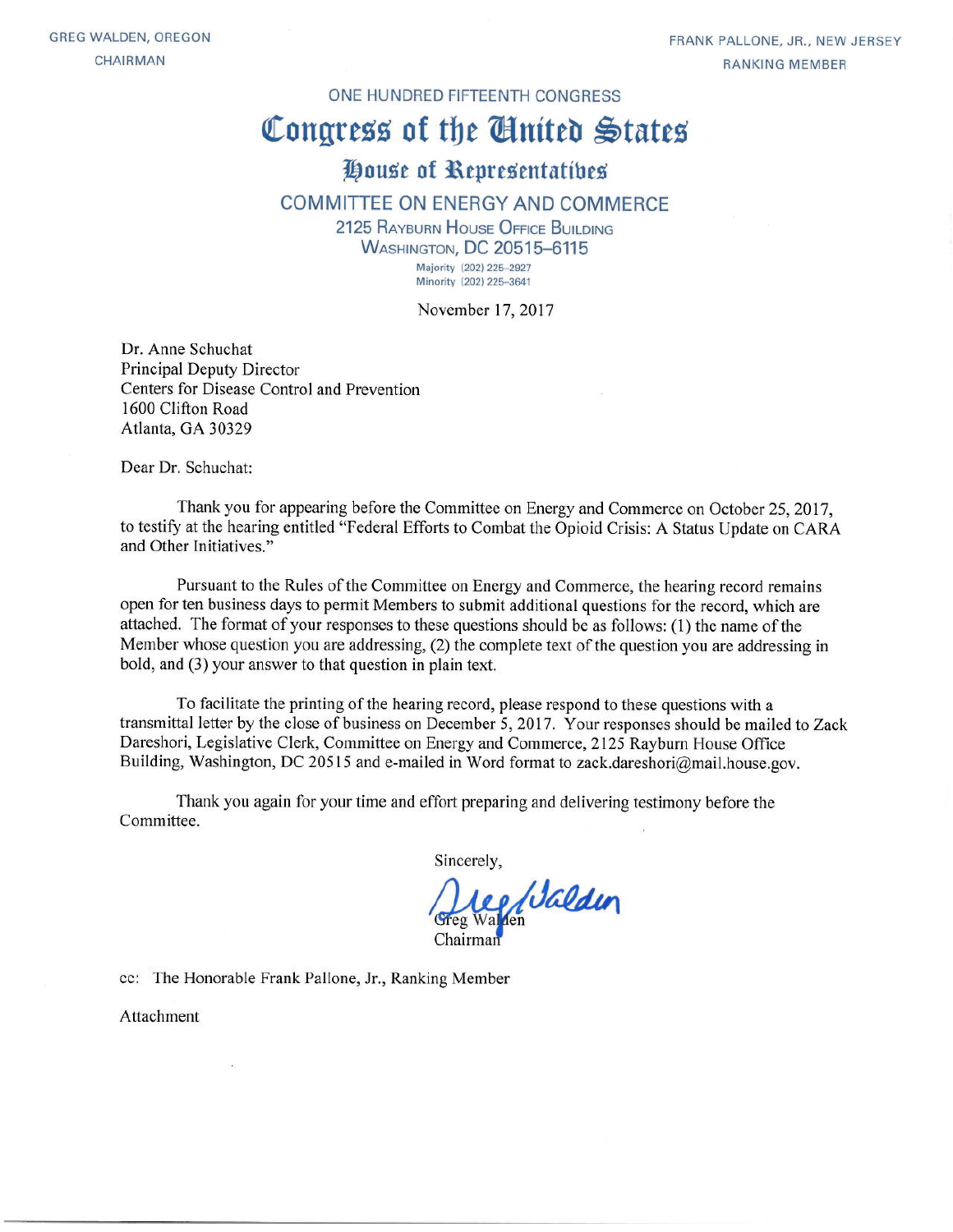GREG WALDEN, OREGON
CHAIRMAN

FRANK PALLONE, JR., NEW JERSEY
RANKING MEMBER

ONE HUNDRED FIFTEENTH CONGRESS

# Congress of the United States

## House of Representatives

## COMMITTEE ON ENERGY AND COMMERCE

2125 RAYBURN HOUSE OFFICE BUILDING
WASHINGTON, DC 20515–6115

Majority (202) 225–2927
Minority (202) 225–3641

November 17, 2017

Dr. Anne Schuchat
Principal Deputy Director
Centers for Disease Control and Prevention
1600 Clifton Road
Atlanta, GA 30329

Dear Dr. Schuchat:

Thank you for appearing before the Committee on Energy and Commerce on October 25, 2017, to testify at the hearing entitled "Federal Efforts to Combat the Opioid Crisis: A Status Update on CARA and Other Initiatives."

Pursuant to the Rules of the Committee on Energy and Commerce, the hearing record remains open for ten business days to permit Members to submit additional questions for the record, which are attached. The format of your responses to these questions should be as follows: (1) the name of the Member whose question you are addressing, (2) the complete text of the question you are addressing in bold, and (3) your answer to that question in plain text.

To facilitate the printing of the hearing record, please respond to these questions with a transmittal letter by the close of business on December 5, 2017. Your responses should be mailed to Zack Dareshori, Legislative Clerk, Committee on Energy and Commerce, 2125 Rayburn House Office Building, Washington, DC 20515 and e-mailed in Word format to zack.dareshori@mail.house.gov.

Thank you again for your time and effort preparing and delivering testimony before the Committee.

Sincerely,

Greg Walden
Chairman

cc: The Honorable Frank Pallone, Jr., Ranking Member

Attachment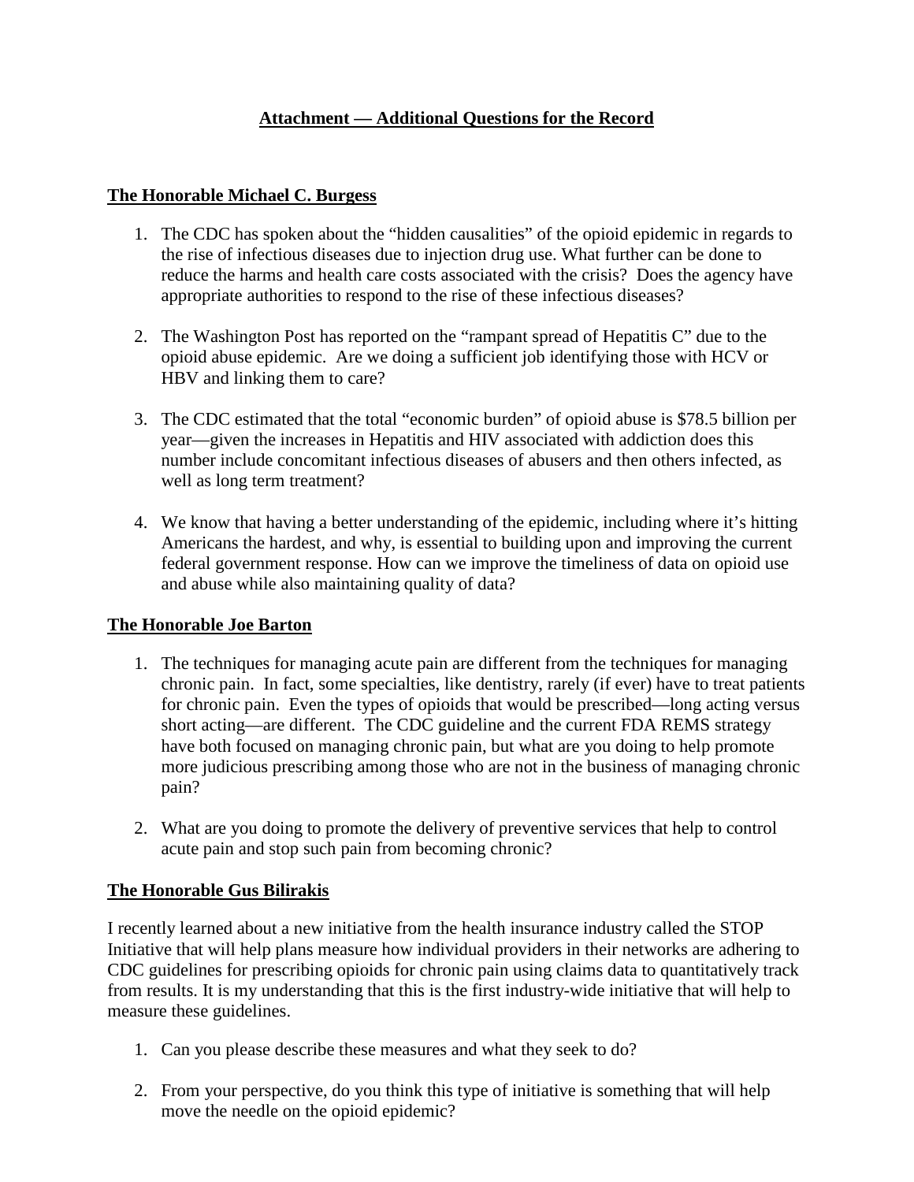# Attachment — Additional Questions for the Record

## The Honorable Michael C. Burgess

1. The CDC has spoken about the "hidden causalities" of the opioid epidemic in regards to the rise of infectious diseases due to injection drug use. What further can be done to reduce the harms and health care costs associated with the crisis? Does the agency have appropriate authorities to respond to the rise of these infectious diseases?

2. The Washington Post has reported on the "rampant spread of Hepatitis C" due to the opioid abuse epidemic. Are we doing a sufficient job identifying those with HCV or HBV and linking them to care?

3. The CDC estimated that the total "economic burden" of opioid abuse is $78.5 billion per year—given the increases in Hepatitis and HIV associated with addiction does this number include concomitant infectious diseases of abusers and then others infected, as well as long term treatment?

4. We know that having a better understanding of the epidemic, including where it's hitting Americans the hardest, and why, is essential to building upon and improving the current federal government response. How can we improve the timeliness of data on opioid use and abuse while also maintaining quality of data?

## The Honorable Joe Barton

1. The techniques for managing acute pain are different from the techniques for managing chronic pain. In fact, some specialties, like dentistry, rarely (if ever) have to treat patients for chronic pain. Even the types of opioids that would be prescribed—long acting versus short acting—are different. The CDC guideline and the current FDA REMS strategy have both focused on managing chronic pain, but what are you doing to help promote more judicious prescribing among those who are not in the business of managing chronic pain?

2. What are you doing to promote the delivery of preventive services that help to control acute pain and stop such pain from becoming chronic?

## The Honorable Gus Bilirakis

I recently learned about a new initiative from the health insurance industry called the STOP Initiative that will help plans measure how individual providers in their networks are adhering to CDC guidelines for prescribing opioids for chronic pain using claims data to quantitatively track from results. It is my understanding that this is the first industry-wide initiative that will help to measure these guidelines.

1. Can you please describe these measures and what they seek to do?

2. From your perspective, do you think this type of initiative is something that will help move the needle on the opioid epidemic?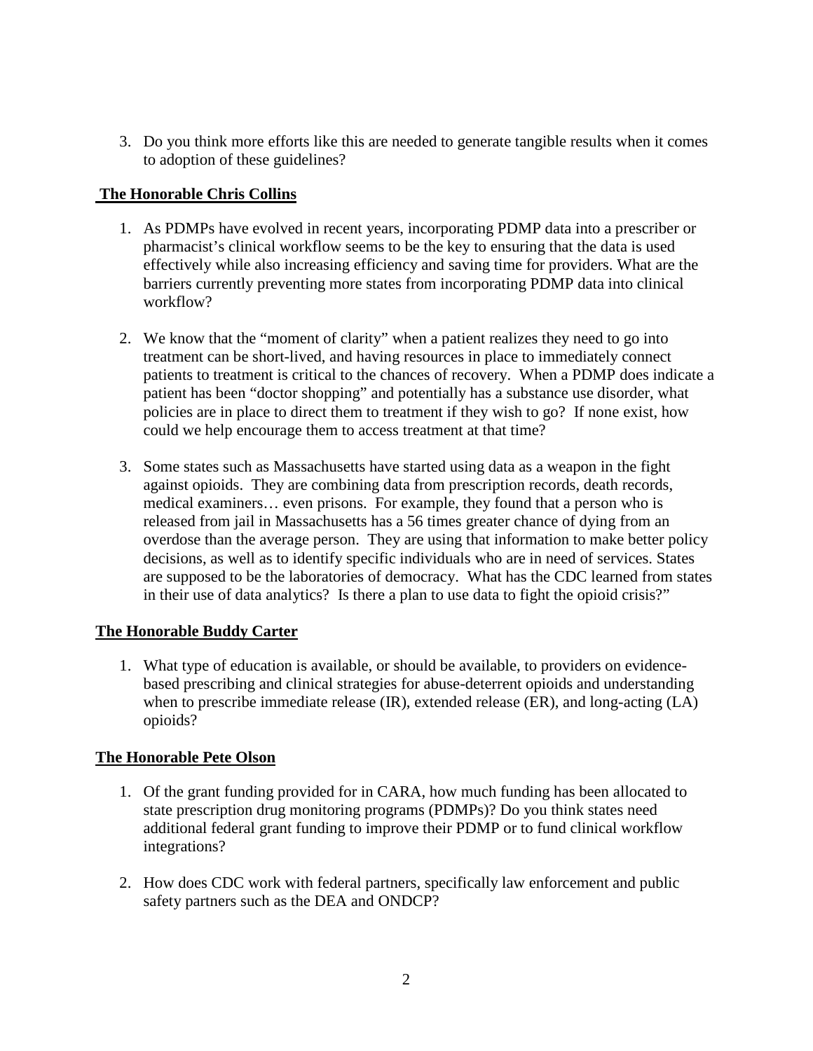3. Do you think more efforts like this are needed to generate tangible results when it comes to adoption of these guidelines?

**The Honorable Chris Collins**

1. As PDMPs have evolved in recent years, incorporating PDMP data into a prescriber or pharmacist's clinical workflow seems to be the key to ensuring that the data is used effectively while also increasing efficiency and saving time for providers. What are the barriers currently preventing more states from incorporating PDMP data into clinical workflow?

2. We know that the "moment of clarity" when a patient realizes they need to go into treatment can be short-lived, and having resources in place to immediately connect patients to treatment is critical to the chances of recovery. When a PDMP does indicate a patient has been "doctor shopping" and potentially has a substance use disorder, what policies are in place to direct them to treatment if they wish to go? If none exist, how could we help encourage them to access treatment at that time?

3. Some states such as Massachusetts have started using data as a weapon in the fight against opioids. They are combining data from prescription records, death records, medical examiners… even prisons. For example, they found that a person who is released from jail in Massachusetts has a 56 times greater chance of dying from an overdose than the average person. They are using that information to make better policy decisions, as well as to identify specific individuals who are in need of services. States are supposed to be the laboratories of democracy. What has the CDC learned from states in their use of data analytics? Is there a plan to use data to fight the opioid crisis?"

**The Honorable Buddy Carter**

1. What type of education is available, or should be available, to providers on evidence-based prescribing and clinical strategies for abuse-deterrent opioids and understanding when to prescribe immediate release (IR), extended release (ER), and long-acting (LA) opioids?

**The Honorable Pete Olson**

1. Of the grant funding provided for in CARA, how much funding has been allocated to state prescription drug monitoring programs (PDMPs)? Do you think states need additional federal grant funding to improve their PDMP or to fund clinical workflow integrations?

2. How does CDC work with federal partners, specifically law enforcement and public safety partners such as the DEA and ONDCP?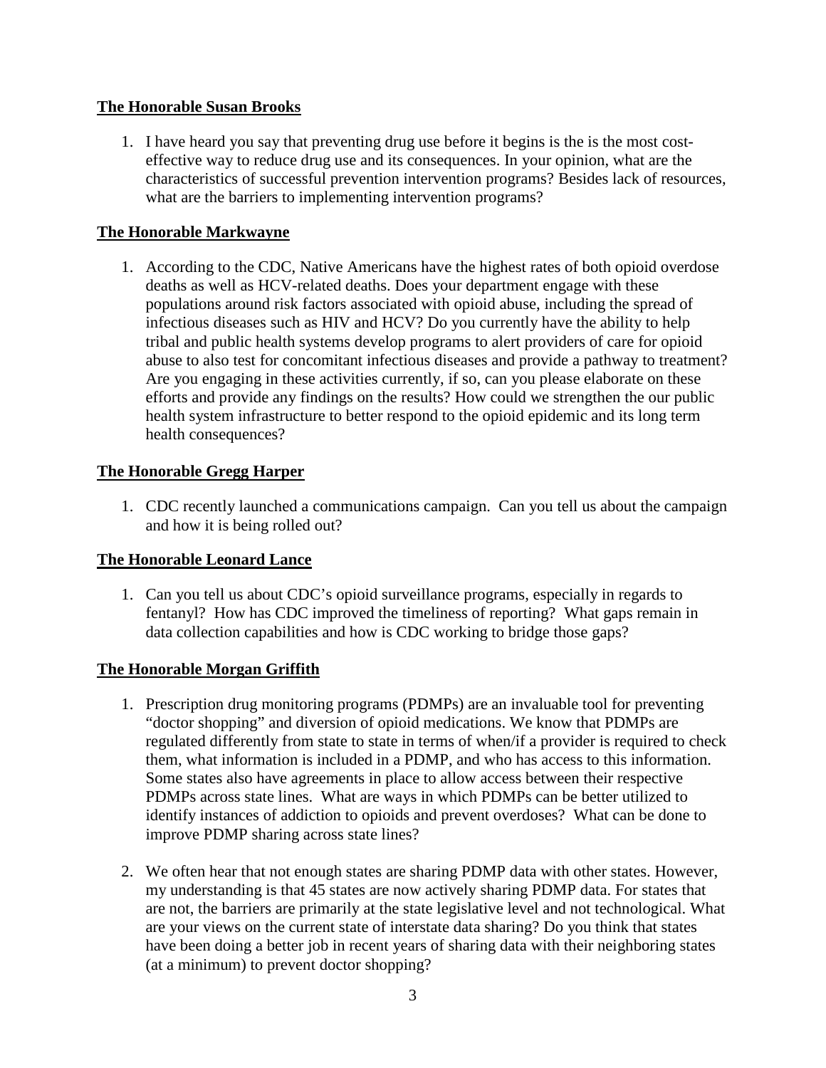**The Honorable Susan Brooks**

1. I have heard you say that preventing drug use before it begins is the is the most cost-effective way to reduce drug use and its consequences. In your opinion, what are the characteristics of successful prevention intervention programs? Besides lack of resources, what are the barriers to implementing intervention programs?

**The Honorable Markwayne**

1. According to the CDC, Native Americans have the highest rates of both opioid overdose deaths as well as HCV-related deaths. Does your department engage with these populations around risk factors associated with opioid abuse, including the spread of infectious diseases such as HIV and HCV? Do you currently have the ability to help tribal and public health systems develop programs to alert providers of care for opioid abuse to also test for concomitant infectious diseases and provide a pathway to treatment? Are you engaging in these activities currently, if so, can you please elaborate on these efforts and provide any findings on the results? How could we strengthen the our public health system infrastructure to better respond to the opioid epidemic and its long term health consequences?

**The Honorable Gregg Harper**

1. CDC recently launched a communications campaign. Can you tell us about the campaign and how it is being rolled out?

**The Honorable Leonard Lance**

1. Can you tell us about CDC's opioid surveillance programs, especially in regards to fentanyl? How has CDC improved the timeliness of reporting? What gaps remain in data collection capabilities and how is CDC working to bridge those gaps?

**The Honorable Morgan Griffith**

1. Prescription drug monitoring programs (PDMPs) are an invaluable tool for preventing "doctor shopping" and diversion of opioid medications. We know that PDMPs are regulated differently from state to state in terms of when/if a provider is required to check them, what information is included in a PDMP, and who has access to this information. Some states also have agreements in place to allow access between their respective PDMPs across state lines. What are ways in which PDMPs can be better utilized to identify instances of addiction to opioids and prevent overdoses? What can be done to improve PDMP sharing across state lines?

2. We often hear that not enough states are sharing PDMP data with other states. However, my understanding is that 45 states are now actively sharing PDMP data. For states that are not, the barriers are primarily at the state legislative level and not technological. What are your views on the current state of interstate data sharing? Do you think that states have been doing a better job in recent years of sharing data with their neighboring states (at a minimum) to prevent doctor shopping?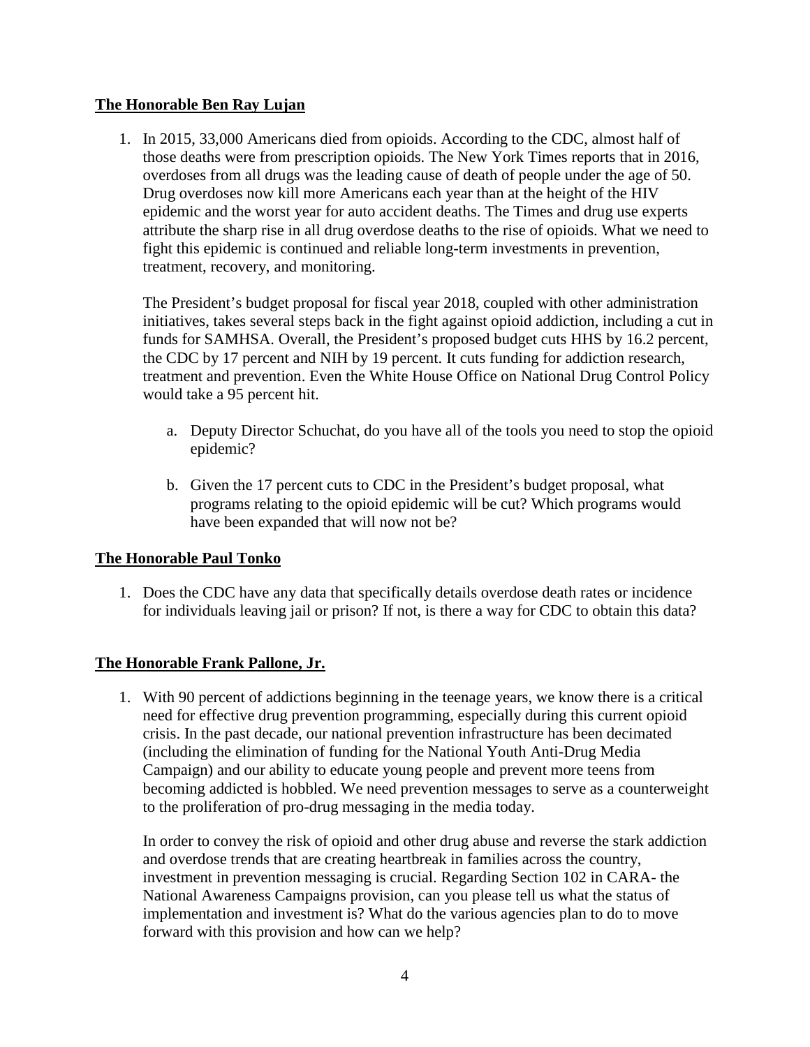**The Honorable Ben Ray Lujan**

1. In 2015, 33,000 Americans died from opioids. According to the CDC, almost half of those deaths were from prescription opioids. The New York Times reports that in 2016, overdoses from all drugs was the leading cause of death of people under the age of 50. Drug overdoses now kill more Americans each year than at the height of the HIV epidemic and the worst year for auto accident deaths. The Times and drug use experts attribute the sharp rise in all drug overdose deaths to the rise of opioids. What we need to fight this epidemic is continued and reliable long-term investments in prevention, treatment, recovery, and monitoring.

   The President's budget proposal for fiscal year 2018, coupled with other administration initiatives, takes several steps back in the fight against opioid addiction, including a cut in funds for SAMHSA. Overall, the President's proposed budget cuts HHS by 16.2 percent, the CDC by 17 percent and NIH by 19 percent. It cuts funding for addiction research, treatment and prevention. Even the White House Office on National Drug Control Policy would take a 95 percent hit.

   a. Deputy Director Schuchat, do you have all of the tools you need to stop the opioid epidemic?

   b. Given the 17 percent cuts to CDC in the President's budget proposal, what programs relating to the opioid epidemic will be cut? Which programs would have been expanded that will now not be?

**The Honorable Paul Tonko**

1. Does the CDC have any data that specifically details overdose death rates or incidence for individuals leaving jail or prison? If not, is there a way for CDC to obtain this data?

**The Honorable Frank Pallone, Jr.**

1. With 90 percent of addictions beginning in the teenage years, we know there is a critical need for effective drug prevention programming, especially during this current opioid crisis. In the past decade, our national prevention infrastructure has been decimated (including the elimination of funding for the National Youth Anti-Drug Media Campaign) and our ability to educate young people and prevent more teens from becoming addicted is hobbled. We need prevention messages to serve as a counterweight to the proliferation of pro-drug messaging in the media today.

   In order to convey the risk of opioid and other drug abuse and reverse the stark addiction and overdose trends that are creating heartbreak in families across the country, investment in prevention messaging is crucial. Regarding Section 102 in CARA- the National Awareness Campaigns provision, can you please tell us what the status of implementation and investment is? What do the various agencies plan to do to move forward with this provision and how can we help?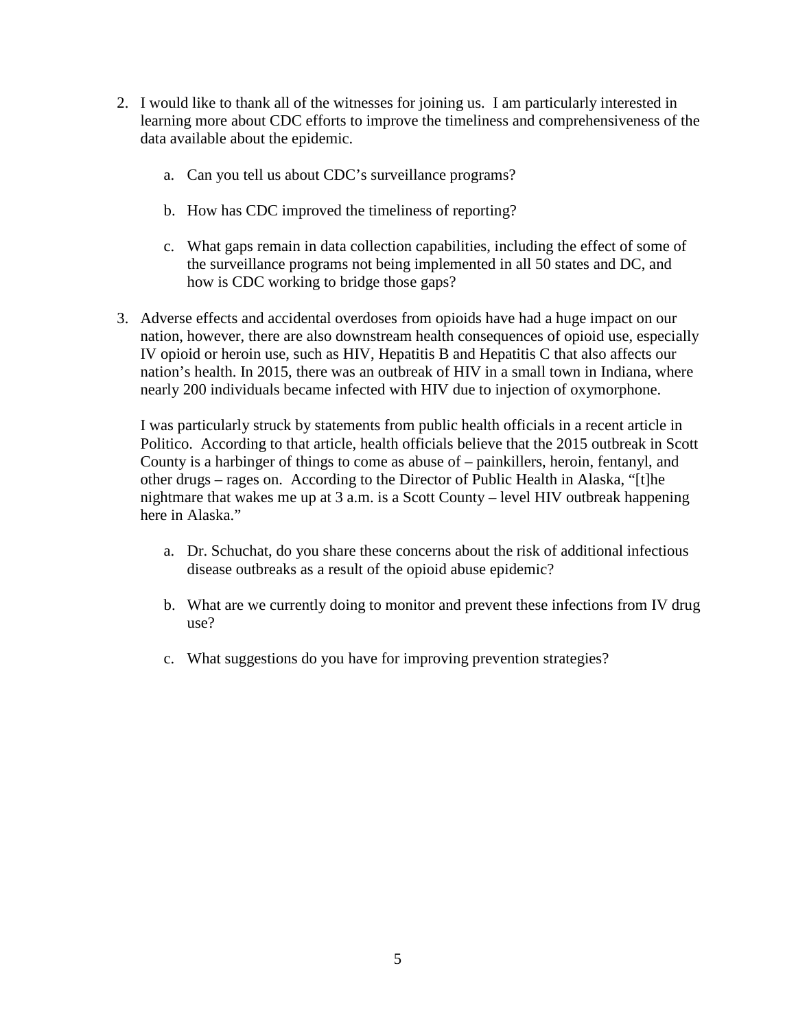2. I would like to thank all of the witnesses for joining us. I am particularly interested in learning more about CDC efforts to improve the timeliness and comprehensiveness of the data available about the epidemic.

    a. Can you tell us about CDC's surveillance programs?

    b. How has CDC improved the timeliness of reporting?

    c. What gaps remain in data collection capabilities, including the effect of some of the surveillance programs not being implemented in all 50 states and DC, and how is CDC working to bridge those gaps?

3. Adverse effects and accidental overdoses from opioids have had a huge impact on our nation, however, there are also downstream health consequences of opioid use, especially IV opioid or heroin use, such as HIV, Hepatitis B and Hepatitis C that also affects our nation's health. In 2015, there was an outbreak of HIV in a small town in Indiana, where nearly 200 individuals became infected with HIV due to injection of oxymorphone.

    I was particularly struck by statements from public health officials in a recent article in Politico. According to that article, health officials believe that the 2015 outbreak in Scott County is a harbinger of things to come as abuse of – painkillers, heroin, fentanyl, and other drugs – rages on. According to the Director of Public Health in Alaska, "[t]he nightmare that wakes me up at 3 a.m. is a Scott County – level HIV outbreak happening here in Alaska."

    a. Dr. Schuchat, do you share these concerns about the risk of additional infectious disease outbreaks as a result of the opioid abuse epidemic?

    b. What are we currently doing to monitor and prevent these infections from IV drug use?

    c. What suggestions do you have for improving prevention strategies?